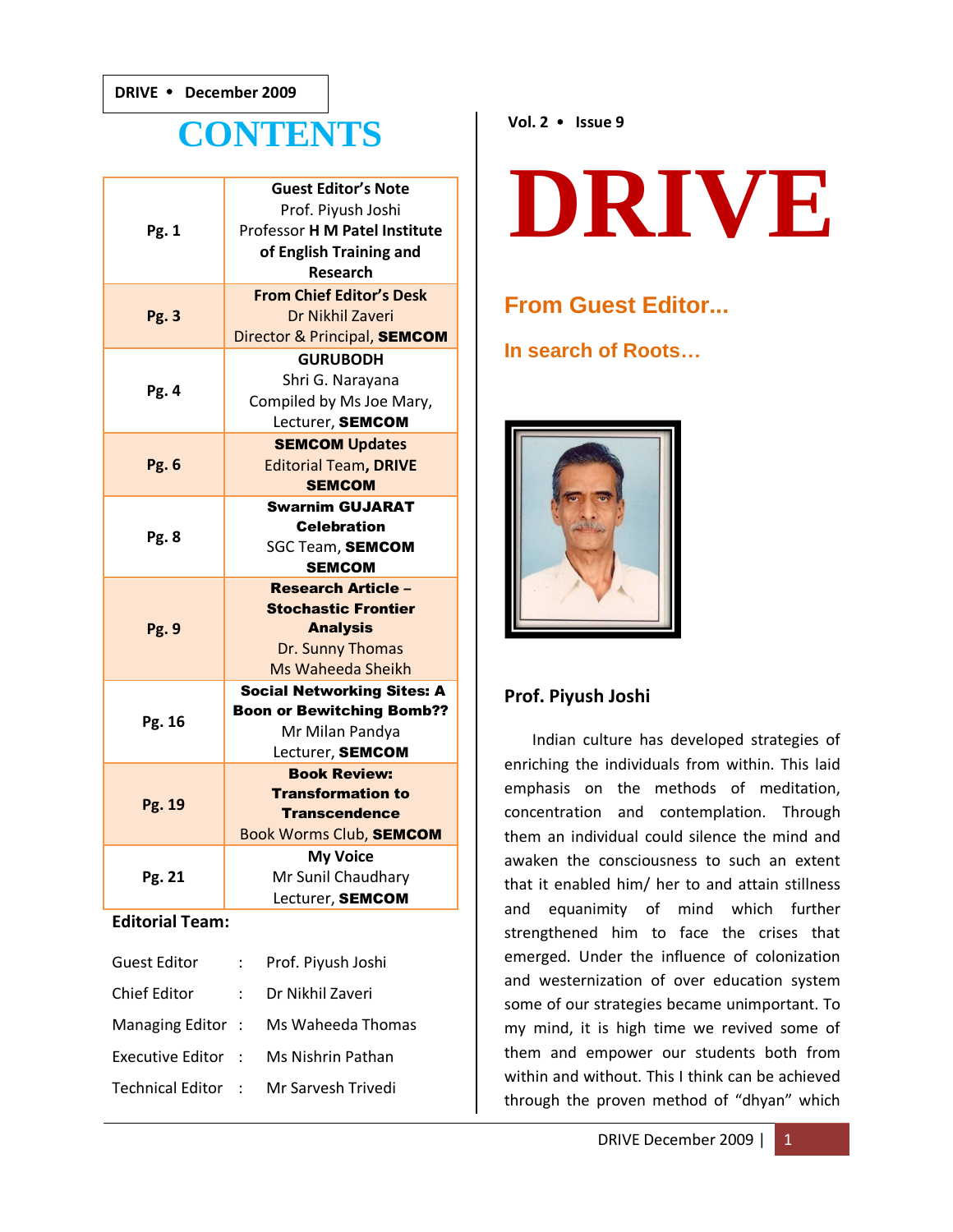# CONTENTS

| | |
|---|---|
| Pg. 1 | **Guest Editor's Note**<br>Prof. Piyush Joshi<br>Professor **H M Patel Institute of English Training and Research** |
| Pg. 3 | **From Chief Editor's Desk**<br>Dr Nikhil Zaveri<br>Director & Principal, **SEMCOM** |
| Pg. 4 | **GURUBODH**<br>Shri G. Narayana<br>Compiled by Ms Joe Mary, Lecturer, **SEMCOM** |
| Pg. 6 | **SEMCOM Updates**<br>Editorial Team**, DRIVE**<br>**SEMCOM** |
| Pg. 8 | **Swarnim GUJARAT Celebration**<br>SGC Team, **SEMCOM**<br>**SEMCOM** |
| Pg. 9 | **Research Article – Stochastic Frontier Analysis**<br>Dr. Sunny Thomas<br>Ms Waheeda Sheikh |
| Pg. 16 | **Social Networking Sites: A Boon or Bewitching Bomb??**<br>Mr Milan Pandya<br>Lecturer, **SEMCOM** |
| Pg. 19 | **Book Review: Transformation to Transcendence**<br>Book Worms Club, **SEMCOM** |
| Pg. 21 | **My Voice**<br>Mr Sunil Chaudhary<br>Lecturer, **SEMCOM** |

**Editorial Team:**

| | | |
|---|---|---|
| Guest Editor | : | Prof. Piyush Joshi |
| Chief Editor | : | Dr Nikhil Zaveri |
| Managing Editor | : | Ms Waheeda Thomas |
| Executive Editor | : | Ms Nishrin Pathan |
| Technical Editor | : | Mr Sarvesh Trivedi |

# DRIVE

## From Guest Editor...

### In search of Roots…

**Prof. Piyush Joshi**

Indian culture has developed strategies of enriching the individuals from within. This laid emphasis on the methods of meditation, concentration and contemplation. Through them an individual could silence the mind and awaken the consciousness to such an extent that it enabled him/ her to and attain stillness and equanimity of mind which further strengthened him to face the crises that emerged. Under the influence of colonization and westernization of over education system some of our strategies became unimportant. To my mind, it is high time we revived some of them and empower our students both from within and without. This I think can be achieved through the proven method of "dhyan" which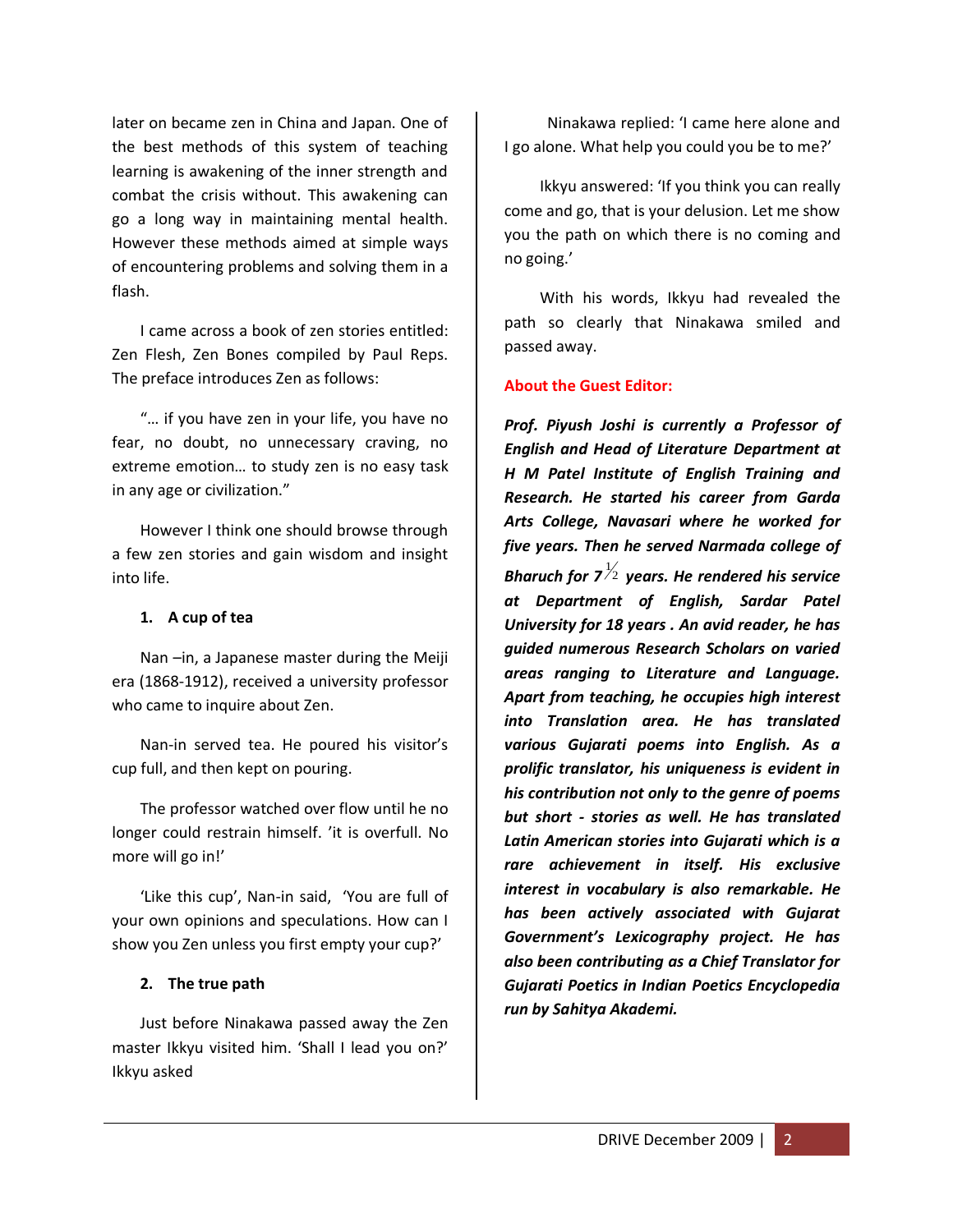later on became zen in China and Japan. One of the best methods of this system of teaching learning is awakening of the inner strength and combat the crisis without. This awakening can go a long way in maintaining mental health. However these methods aimed at simple ways of encountering problems and solving them in a flash.

I came across a book of zen stories entitled: Zen Flesh, Zen Bones compiled by Paul Reps. The preface introduces Zen as follows:

"… if you have zen in your life, you have no fear, no doubt, no unnecessary craving, no extreme emotion… to study zen is no easy task in any age or civilization."

However I think one should browse through a few zen stories and gain wisdom and insight into life.

**1. A cup of tea**

Nan –in, a Japanese master during the Meiji era (1868-1912), received a university professor who came to inquire about Zen.

Nan-in served tea. He poured his visitor's cup full, and then kept on pouring.

The professor watched over flow until he no longer could restrain himself. 'it is overfull. No more will go in!'

'Like this cup', Nan-in said, 'You are full of your own opinions and speculations. How can I show you Zen unless you first empty your cup?'

**2. The true path**

Just before Ninakawa passed away the Zen master Ikkyu visited him. 'Shall I lead you on?' Ikkyu asked

Ninakawa replied: 'I came here alone and I go alone. What help you could you be to me?'

Ikkyu answered: 'If you think you can really come and go, that is your delusion. Let me show you the path on which there is no coming and no going.'

With his words, Ikkyu had revealed the path so clearly that Ninakawa smiled and passed away.

**About the Guest Editor:**

***Prof. Piyush Joshi is currently a Professor of English and Head of Literature Department at H M Patel Institute of English Training and Research. He started his career from Garda Arts College, Navasari where he worked for five years. Then he served Narmada college of Bharuch for 7½ years. He rendered his service at Department of English, Sardar Patel University for 18 years . An avid reader, he has guided numerous Research Scholars on varied areas ranging to Literature and Language. Apart from teaching, he occupies high interest into Translation area. He has translated various Gujarati poems into English. As a prolific translator, his uniqueness is evident in his contribution not only to the genre of poems but short - stories as well. He has translated Latin American stories into Gujarati which is a rare achievement in itself. His exclusive interest in vocabulary is also remarkable. He has been actively associated with Gujarat Government's Lexicography project. He has also been contributing as a Chief Translator for Gujarati Poetics in Indian Poetics Encyclopedia run by Sahitya Akademi.***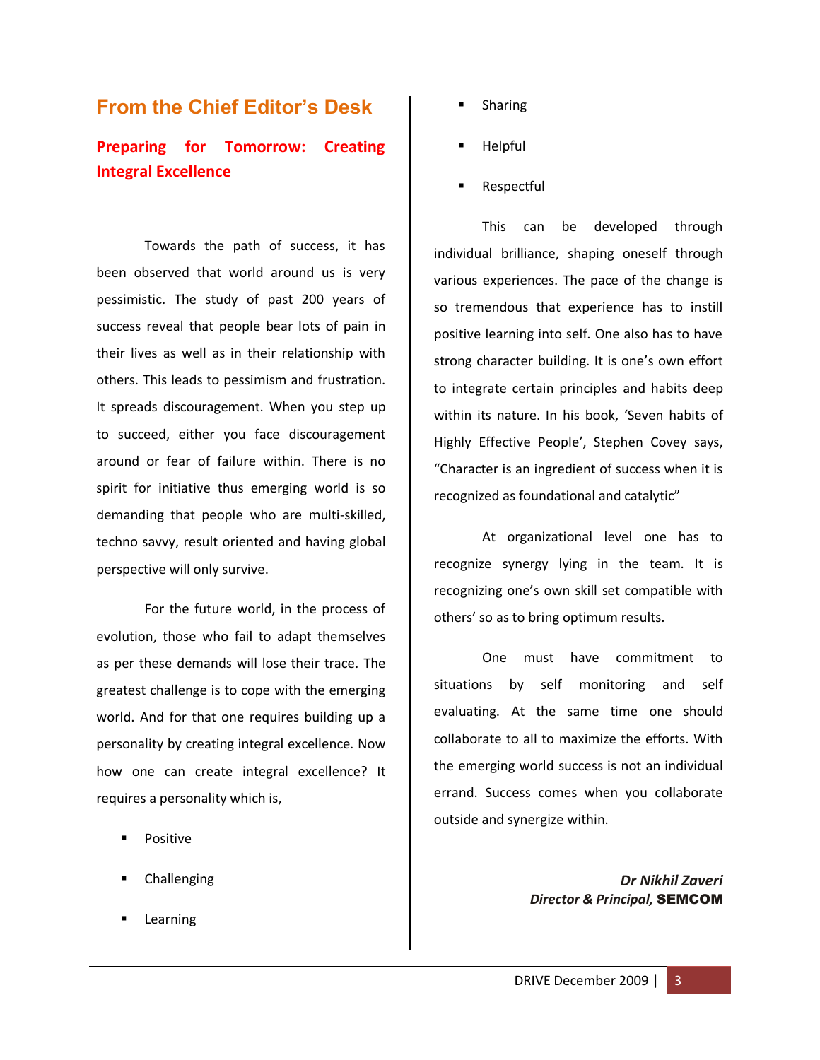## From the Chief Editor's Desk

### Preparing for Tomorrow: Creating Integral Excellence

Towards the path of success, it has been observed that world around us is very pessimistic. The study of past 200 years of success reveal that people bear lots of pain in their lives as well as in their relationship with others. This leads to pessimism and frustration. It spreads discouragement. When you step up to succeed, either you face discouragement around or fear of failure within. There is no spirit for initiative thus emerging world is so demanding that people who are multi-skilled, techno savvy, result oriented and having global perspective will only survive.

For the future world, in the process of evolution, those who fail to adapt themselves as per these demands will lose their trace. The greatest challenge is to cope with the emerging world. And for that one requires building up a personality by creating integral excellence. Now how one can create integral excellence? It requires a personality which is,

- Positive
- Challenging
- Learning
- Sharing
- Helpful
- Respectful

This can be developed through individual brilliance, shaping oneself through various experiences. The pace of the change is so tremendous that experience has to instill positive learning into self. One also has to have strong character building. It is one's own effort to integrate certain principles and habits deep within its nature. In his book, 'Seven habits of Highly Effective People', Stephen Covey says, "Character is an ingredient of success when it is recognized as foundational and catalytic"

At organizational level one has to recognize synergy lying in the team. It is recognizing one's own skill set compatible with others' so as to bring optimum results.

One must have commitment to situations by self monitoring and self evaluating. At the same time one should collaborate to all to maximize the efforts. With the emerging world success is not an individual errand. Success comes when you collaborate outside and synergize within.

***Dr Nikhil Zaveri***
*Director & Principal,* **SEMCOM**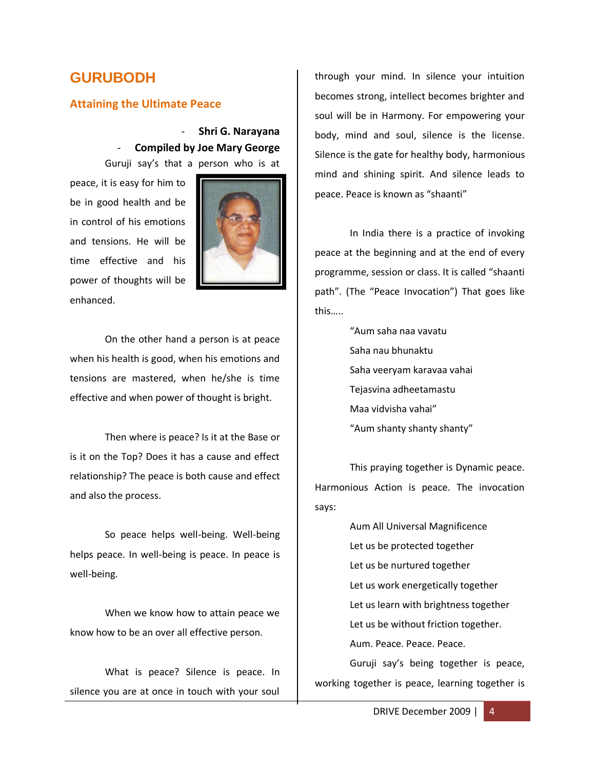# GURUBODH

## Attaining the Ultimate Peace

- **Shri G. Narayana**
- **Compiled by Joe Mary George**

Guruji say's that a person who is at peace, it is easy for him to be in good health and be in control of his emotions and tensions. He will be time effective and his power of thoughts will be enhanced.

On the other hand a person is at peace when his health is good, when his emotions and tensions are mastered, when he/she is time effective and when power of thought is bright.

Then where is peace? Is it at the Base or is it on the Top? Does it has a cause and effect relationship? The peace is both cause and effect and also the process.

So peace helps well-being. Well-being helps peace. In well-being is peace. In peace is well-being.

When we know how to attain peace we know how to be an over all effective person.

What is peace? Silence is peace. In silence you are at once in touch with your soul through your mind. In silence your intuition becomes strong, intellect becomes brighter and soul will be in Harmony. For empowering your body, mind and soul, silence is the license. Silence is the gate for healthy body, harmonious mind and shining spirit. And silence leads to peace. Peace is known as "shaanti"

In India there is a practice of invoking peace at the beginning and at the end of every programme, session or class. It is called "shaanti path". (The "Peace Invocation") That goes like this…..

"Aum saha naa vavatu
Saha nau bhunaktu
Saha veeryam karavaa vahai
Tejasvina adheetamastu
Maa vidvisha vahai"
"Aum shanty shanty shanty"

This praying together is Dynamic peace. Harmonious Action is peace. The invocation says:

Aum All Universal Magnificence
Let us be protected together
Let us be nurtured together
Let us work energetically together
Let us learn with brightness together
Let us be without friction together.
Aum. Peace. Peace. Peace.

Guruji say's being together is peace, working together is peace, learning together is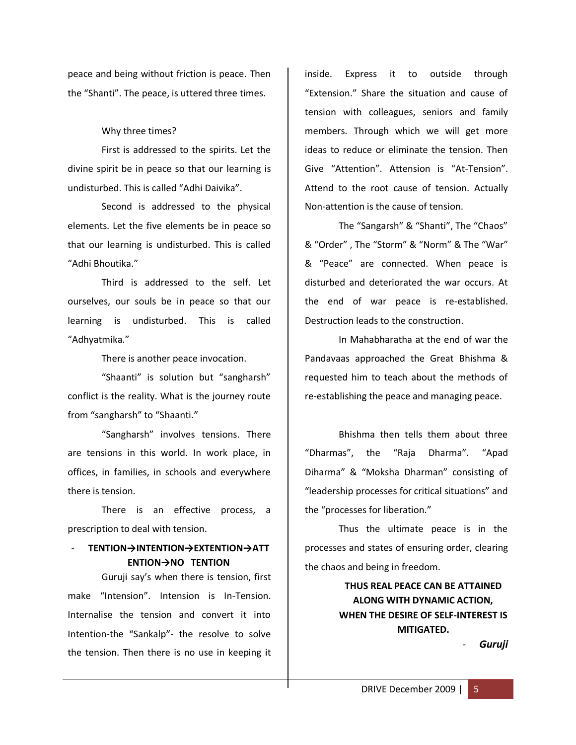peace and being without friction is peace. Then the "Shanti". The peace, is uttered three times.

Why three times?

First is addressed to the spirits. Let the divine spirit be in peace so that our learning is undisturbed. This is called "Adhi Daivika".

Second is addressed to the physical elements. Let the five elements be in peace so that our learning is undisturbed. This is called "Adhi Bhoutika."

Third is addressed to the self. Let ourselves, our souls be in peace so that our learning is undisturbed. This is called "Adhyatmika."

There is another peace invocation.

"Shaanti" is solution but "sangharsh" conflict is the reality. What is the journey route from "sangharsh" to "Shaanti."

"Sangharsh" involves tensions. There are tensions in this world. In work place, in offices, in families, in schools and everywhere there is tension.

There is an effective process, a prescription to deal with tension.

- **TENTION→INTENTION→EXTENTION→ATTENTION→NO TENTION**

Guruji say's when there is tension, first make "Intension". Intension is In-Tension. Internalise the tension and convert it into Intention-the "Sankalp"- the resolve to solve the tension. Then there is no use in keeping it inside. Express it to outside through "Extension." Share the situation and cause of tension with colleagues, seniors and family members. Through which we will get more ideas to reduce or eliminate the tension. Then Give "Attention". Attension is "At-Tension". Attend to the root cause of tension. Actually Non-attention is the cause of tension.

The "Sangarsh" & "Shanti", The "Chaos" & "Order" , The "Storm" & "Norm" & The "War" & "Peace" are connected. When peace is disturbed and deteriorated the war occurs. At the end of war peace is re-established. Destruction leads to the construction.

In Mahabharatha at the end of war the Pandavaas approached the Great Bhishma & requested him to teach about the methods of re-establishing the peace and managing peace.

Bhishma then tells them about three "Dharmas", the "Raja Dharma". "Apad Diharma" & "Moksha Dharman" consisting of "leadership processes for critical situations" and the "processes for liberation."

Thus the ultimate peace is in the processes and states of ensuring order, clearing the chaos and being in freedom.

**THUS REAL PEACE CAN BE ATTAINED ALONG WITH DYNAMIC ACTION, WHEN THE DESIRE OF SELF-INTEREST IS MITIGATED.**

- ***Guruji***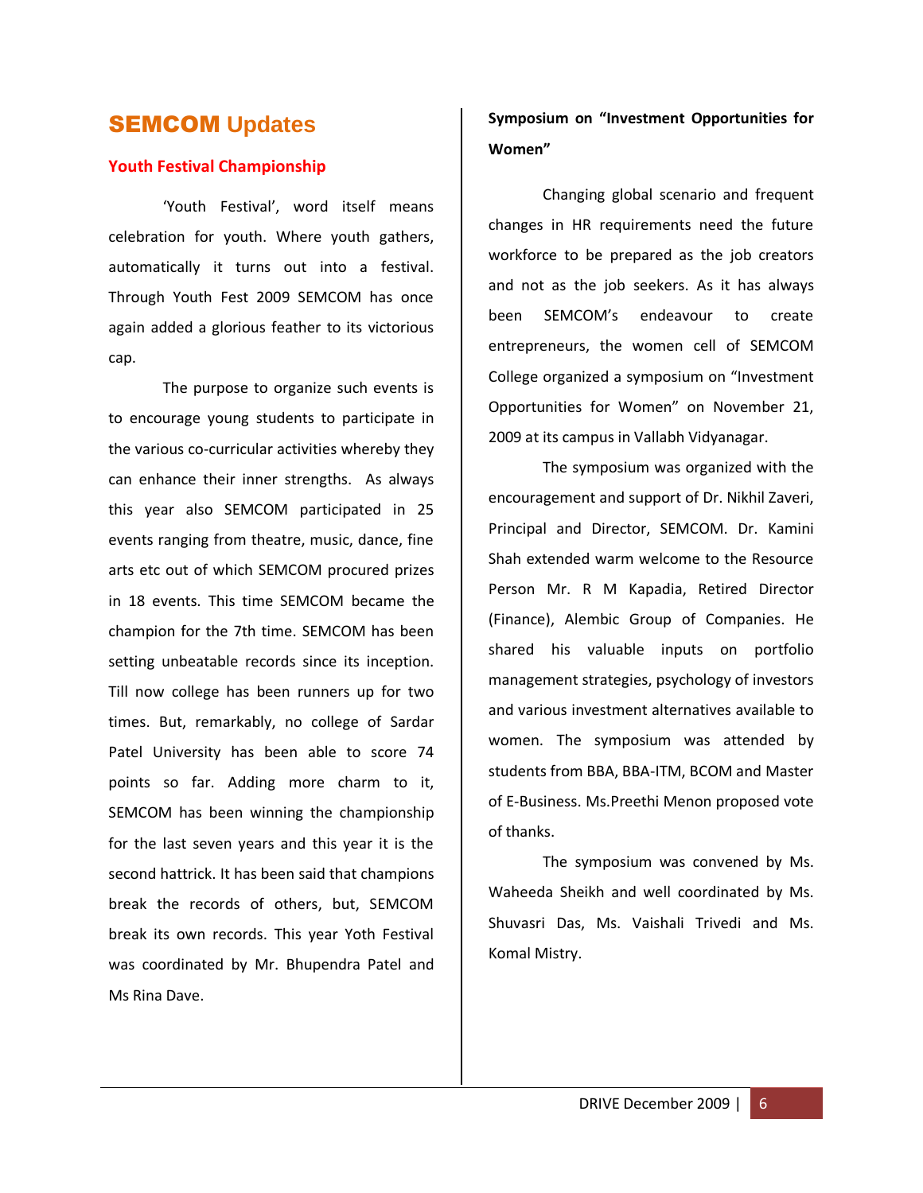# SEMCOM Updates

## Youth Festival Championship

'Youth Festival', word itself means celebration for youth. Where youth gathers, automatically it turns out into a festival. Through Youth Fest 2009 SEMCOM has once again added a glorious feather to its victorious cap.

The purpose to organize such events is to encourage young students to participate in the various co-curricular activities whereby they can enhance their inner strengths. As always this year also SEMCOM participated in 25 events ranging from theatre, music, dance, fine arts etc out of which SEMCOM procured prizes in 18 events. This time SEMCOM became the champion for the 7th time. SEMCOM has been setting unbeatable records since its inception. Till now college has been runners up for two times. But, remarkably, no college of Sardar Patel University has been able to score 74 points so far. Adding more charm to it, SEMCOM has been winning the championship for the last seven years and this year it is the second hattrick. It has been said that champions break the records of others, but, SEMCOM break its own records. This year Yoth Festival was coordinated by Mr. Bhupendra Patel and Ms Rina Dave.

## Symposium on "Investment Opportunities for Women"

Changing global scenario and frequent changes in HR requirements need the future workforce to be prepared as the job creators and not as the job seekers. As it has always been SEMCOM's endeavour to create entrepreneurs, the women cell of SEMCOM College organized a symposium on "Investment Opportunities for Women" on November 21, 2009 at its campus in Vallabh Vidyanagar.

The symposium was organized with the encouragement and support of Dr. Nikhil Zaveri, Principal and Director, SEMCOM. Dr. Kamini Shah extended warm welcome to the Resource Person Mr. R M Kapadia, Retired Director (Finance), Alembic Group of Companies. He shared his valuable inputs on portfolio management strategies, psychology of investors and various investment alternatives available to women. The symposium was attended by students from BBA, BBA-ITM, BCOM and Master of E-Business. Ms.Preethi Menon proposed vote of thanks.

The symposium was convened by Ms. Waheeda Sheikh and well coordinated by Ms. Shuvasri Das, Ms. Vaishali Trivedi and Ms. Komal Mistry.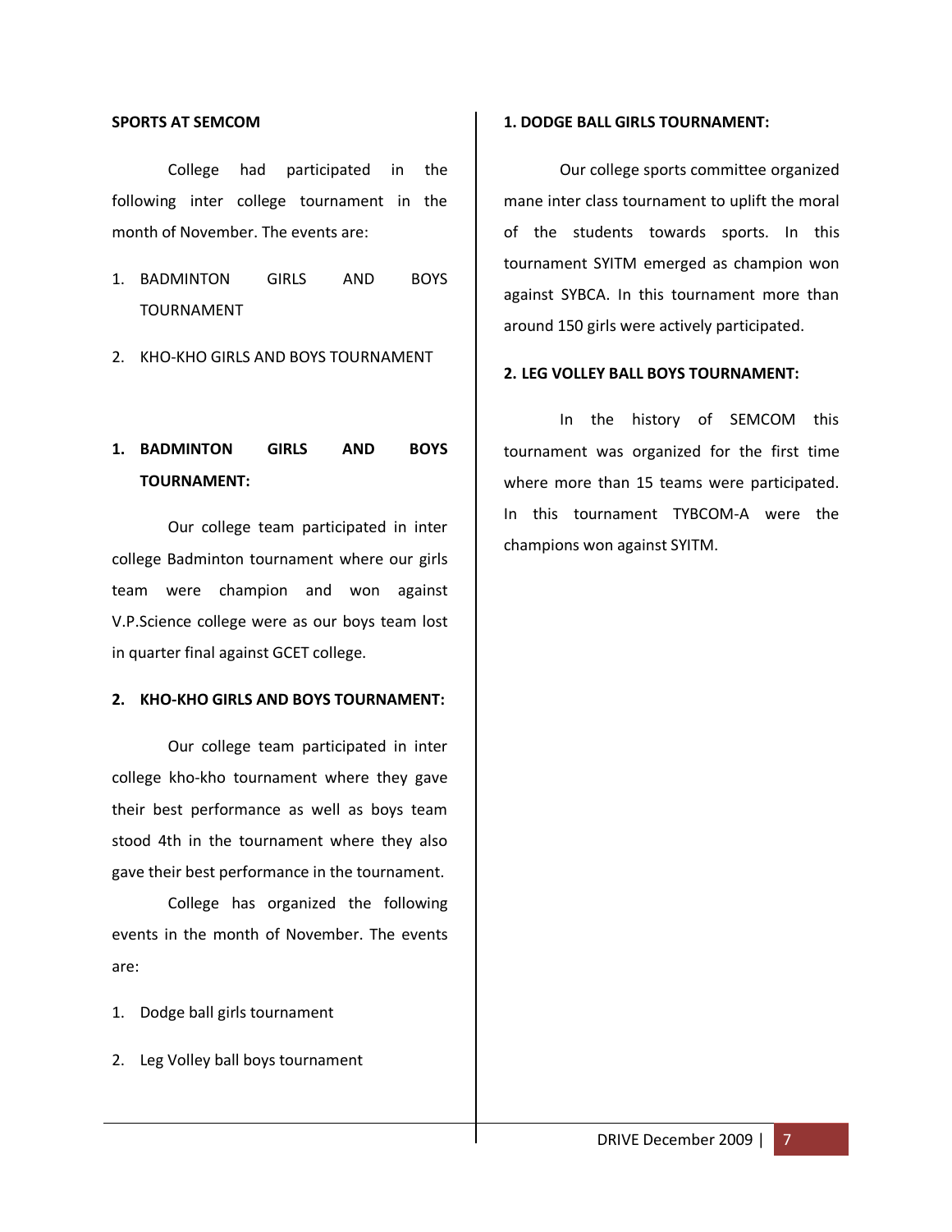**SPORTS AT SEMCOM**

College had participated in the following inter college tournament in the month of November. The events are:

1. BADMINTON GIRLS AND BOYS TOURNAMENT
2. KHO-KHO GIRLS AND BOYS TOURNAMENT

**1. BADMINTON GIRLS AND BOYS TOURNAMENT:**

Our college team participated in inter college Badminton tournament where our girls team were champion and won against V.P.Science college were as our boys team lost in quarter final against GCET college.

**2. KHO-KHO GIRLS AND BOYS TOURNAMENT:**

Our college team participated in inter college kho-kho tournament where they gave their best performance as well as boys team stood 4th in the tournament where they also gave their best performance in the tournament.

College has organized the following events in the month of November. The events are:

1. Dodge ball girls tournament
2. Leg Volley ball boys tournament

**1. DODGE BALL GIRLS TOURNAMENT:**

Our college sports committee organized mane inter class tournament to uplift the moral of the students towards sports. In this tournament SYITM emerged as champion won against SYBCA. In this tournament more than around 150 girls were actively participated.

**2. LEG VOLLEY BALL BOYS TOURNAMENT:**

In the history of SEMCOM this tournament was organized for the first time where more than 15 teams were participated. In this tournament TYBCOM-A were the champions won against SYITM.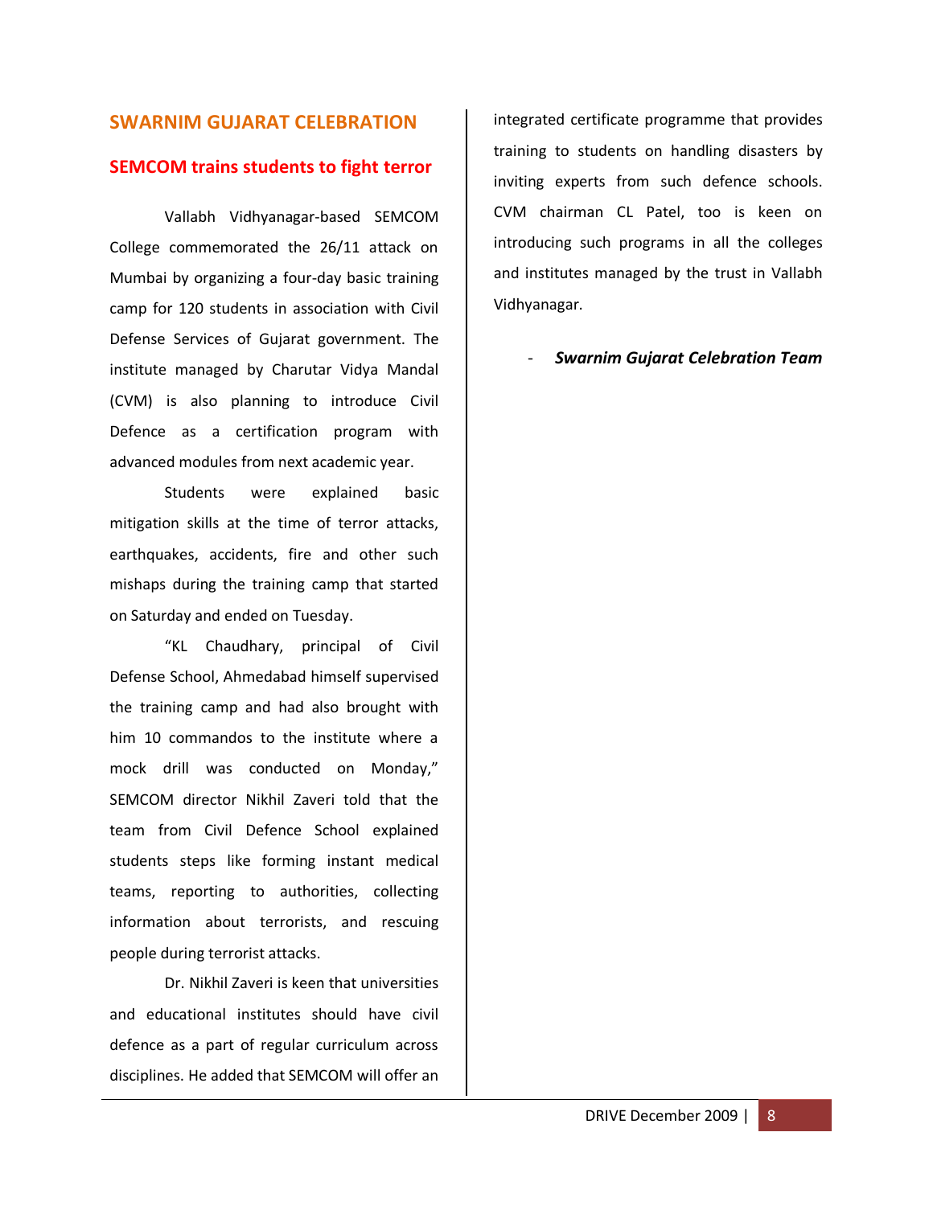## SWARNIM GUJARAT CELEBRATION

### SEMCOM trains students to fight terror

Vallabh Vidhyanagar-based SEMCOM College commemorated the 26/11 attack on Mumbai by organizing a four-day basic training camp for 120 students in association with Civil Defense Services of Gujarat government. The institute managed by Charutar Vidya Mandal (CVM) is also planning to introduce Civil Defence as a certification program with advanced modules from next academic year.

Students were explained basic mitigation skills at the time of terror attacks, earthquakes, accidents, fire and other such mishaps during the training camp that started on Saturday and ended on Tuesday.

"KL Chaudhary, principal of Civil Defense School, Ahmedabad himself supervised the training camp and had also brought with him 10 commandos to the institute where a mock drill was conducted on Monday," SEMCOM director Nikhil Zaveri told that the team from Civil Defence School explained students steps like forming instant medical teams, reporting to authorities, collecting information about terrorists, and rescuing people during terrorist attacks.

Dr. Nikhil Zaveri is keen that universities and educational institutes should have civil defence as a part of regular curriculum across disciplines. He added that SEMCOM will offer an integrated certificate programme that provides training to students on handling disasters by inviting experts from such defence schools. CVM chairman CL Patel, too is keen on introducing such programs in all the colleges and institutes managed by the trust in Vallabh Vidhyanagar.

- ***Swarnim Gujarat Celebration Team***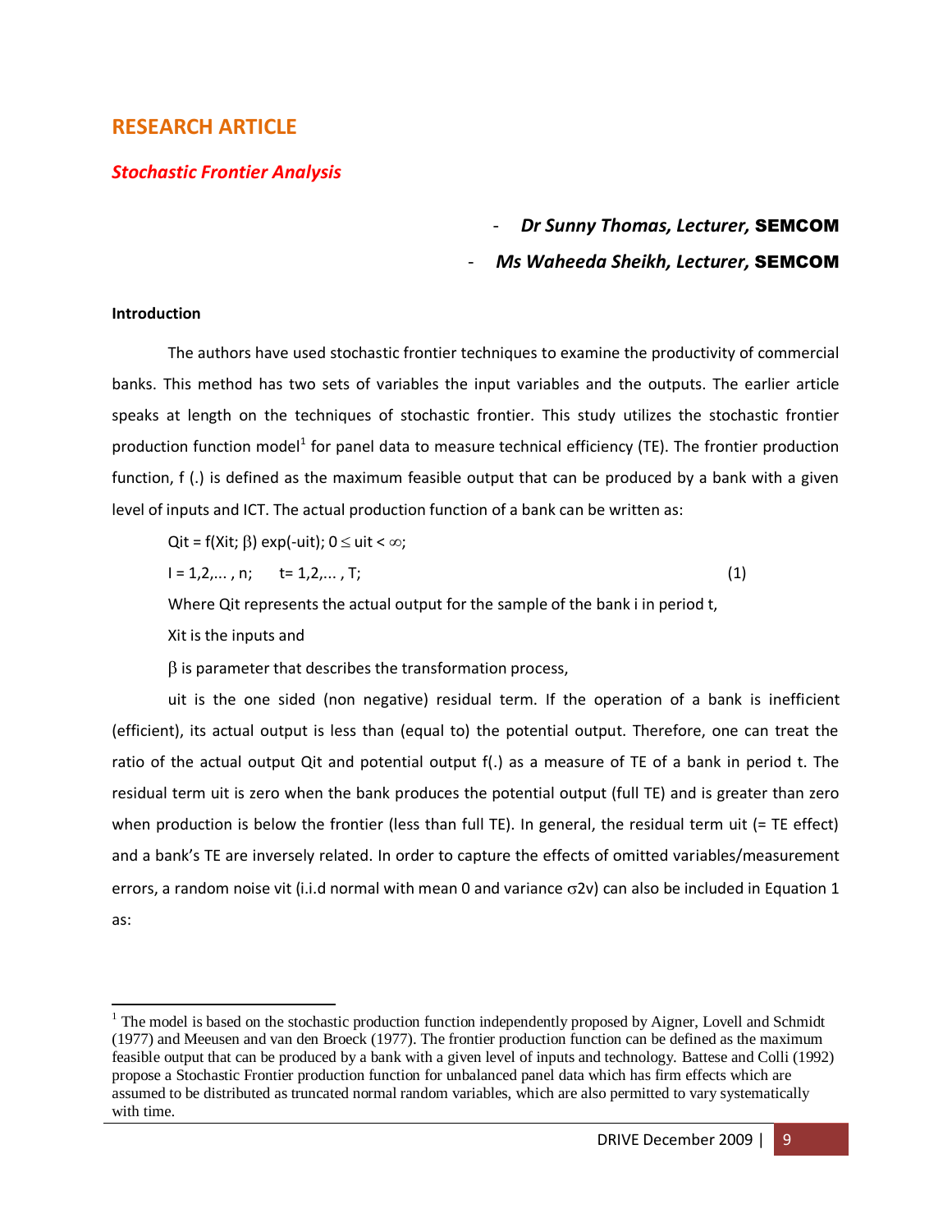## RESEARCH ARTICLE

### *Stochastic Frontier Analysis*

- ***Dr Sunny Thomas, Lecturer,* SEMCOM**
- ***Ms Waheeda Sheikh, Lecturer,* SEMCOM**

**Introduction**

The authors have used stochastic frontier techniques to examine the productivity of commercial banks. This method has two sets of variables the input variables and the outputs. The earlier article speaks at length on the techniques of stochastic frontier. This study utilizes the stochastic frontier production function model[1] for panel data to measure technical efficiency (TE). The frontier production function, f (.) is defined as the maximum feasible output that can be produced by a bank with a given level of inputs and ICT. The actual production function of a bank can be written as:

$$Q_{it} = f(X_{it}; \beta) \exp(-u_{it});\ 0 \leq u_{it} < \infty;$$

$$I = 1,2,\dots, n; \quad t = 1,2,\dots, T; \qquad (1)$$

Where $Q_{it}$ represents the actual output for the sample of the bank i in period t,

$X_{it}$ is the inputs and

$\beta$ is parameter that describes the transformation process,

$u_{it}$ is the one sided (non negative) residual term. If the operation of a bank is inefficient (efficient), its actual output is less than (equal to) the potential output. Therefore, one can treat the ratio of the actual output $Q_{it}$ and potential output f(.) as a measure of TE of a bank in period t. The residual term $u_{it}$ is zero when the bank produces the potential output (full TE) and is greater than zero when production is below the frontier (less than full TE). In general, the residual term $u_{it}$ (= TE effect) and a bank's TE are inversely related. In order to capture the effects of omitted variables/measurement errors, a random noise $v_{it}$ (i.i.d normal with mean 0 and variance $\sigma^2_v$) can also be included in Equation 1 as:

---

[1] The model is based on the stochastic production function independently proposed by Aigner, Lovell and Schmidt (1977) and Meeusen and van den Broeck (1977). The frontier production function can be defined as the maximum feasible output that can be produced by a bank with a given level of inputs and technology. Battese and Colli (1992) propose a Stochastic Frontier production function for unbalanced panel data which has firm effects which are assumed to be distributed as truncated normal random variables, which are also permitted to vary systematically with time.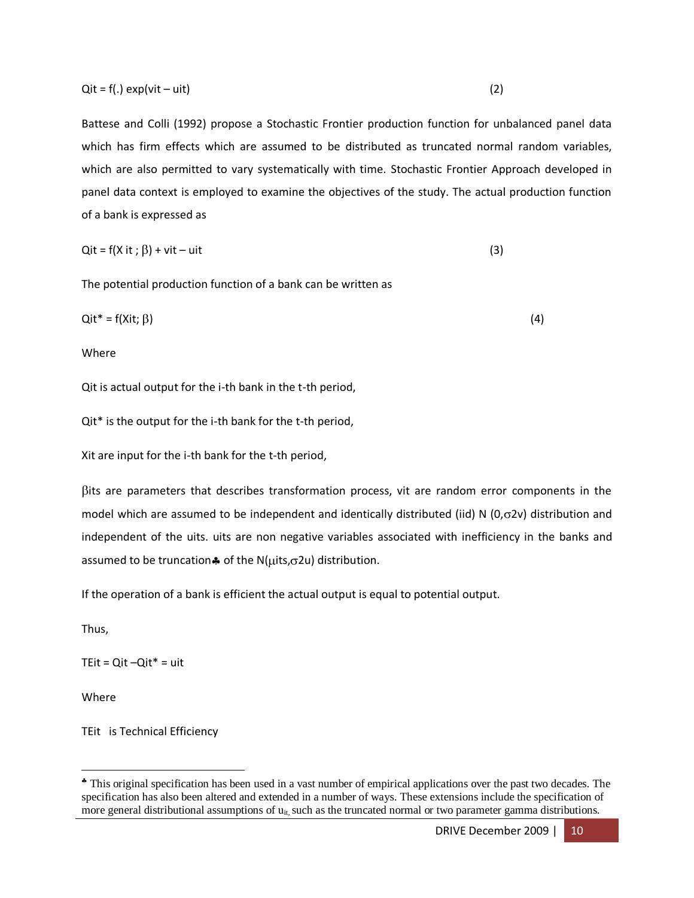$$Q_{it} = f(.) \exp(v_{it} – u_{it}) \quad (2)$$

Battese and Colli (1992) propose a Stochastic Frontier production function for unbalanced panel data which has firm effects which are assumed to be distributed as truncated normal random variables, which are also permitted to vary systematically with time. Stochastic Frontier Approach developed in panel data context is employed to examine the objectives of the study. The actual production function of a bank is expressed as

$$Q_{it} = f(X_{it} ; \beta) + v_{it} – u_{it} \quad (3)$$

The potential production function of a bank can be written as

$$Q_{it}^* = f(X_{it}; \beta) \quad (4)$$

Where

$Q_{it}$ is actual output for the i-th bank in the t-th period,

$Q_{it}^*$ is the output for the i-th bank for the t-th period,

$X_{it}$ are input for the i-th bank for the t-th period,

$\beta$its are parameters that describes transformation process, $v_{it}$ are random error components in the model which are assumed to be independent and identically distributed (iid) $N(0,\sigma^2 v)$ distribution and independent of the $u_{it}$s. $u_{it}$s are non negative variables associated with inefficiency in the banks and assumed to be truncation♣ of the $N(\mu_{it}s,\sigma^2 u)$ distribution.

If the operation of a bank is efficient the actual output is equal to potential output.

Thus,

$$TE_{it} = Q_{it} – Q_{it}^* = u_{it}$$

Where

$TE_{it}$ is Technical Efficiency

---

♣ This original specification has been used in a vast number of empirical applications over the past two decades. The specification has also been altered and extended in a number of ways. These extensions include the specification of more general distributional assumptions of $u_{it}$, such as the truncated normal or two parameter gamma distributions.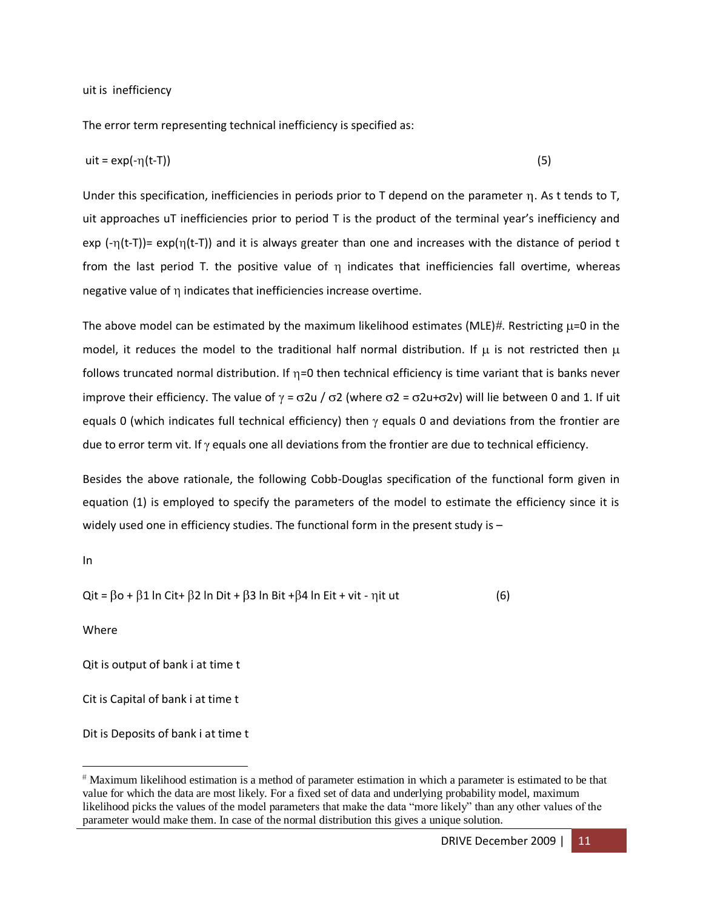$u_{it}$ is inefficiency

The error term representing technical inefficiency is specified as:

$$u_{it} = \exp(-\eta(t-T)) \tag{5}$$

Under this specification, inefficiencies in periods prior to T depend on the parameter $\eta$. As t tends to T, $u_{it}$ approaches $u_T$ inefficiencies prior to period T is the product of the terminal year's inefficiency and $\exp(-\eta(t-T)) = \exp(\eta(t-T))$ and it is always greater than one and increases with the distance of period t from the last period T. the positive value of $\eta$ indicates that inefficiencies fall overtime, whereas negative value of $\eta$ indicates that inefficiencies increase overtime.

The above model can be estimated by the maximum likelihood estimates (MLE)#. Restricting $\mu=0$ in the model, it reduces the model to the traditional half normal distribution. If $\mu$ is not restricted then $\mu$ follows truncated normal distribution. If $\eta=0$ then technical efficiency is time variant that is banks never improve their efficiency. The value of $\gamma = \sigma^2_u / \sigma^2$ (where $\sigma^2 = \sigma^2_u + \sigma^2_v$) will lie between 0 and 1. If $u_{it}$ equals 0 (which indicates full technical efficiency) then $\gamma$ equals 0 and deviations from the frontier are due to error term $v_{it}$. If $\gamma$ equals one all deviations from the frontier are due to technical efficiency.

Besides the above rationale, the following Cobb-Douglas specification of the functional form given in equation (1) is employed to specify the parameters of the model to estimate the efficiency since it is widely used one in efficiency studies. The functional form in the present study is –

$$\ln Q_{it} = \beta_o + \beta_1 \ln C_{it} + \beta_2 \ln D_{it} + \beta_3 \ln B_{it} + \beta_4 \ln E_{it} + v_{it} - \eta_{it} u_t \tag{6}$$

Where

$Q_{it}$ is output of bank i at time t

$C_{it}$ is Capital of bank i at time t

$D_{it}$ is Deposits of bank i at time t

---

# Maximum likelihood estimation is a method of parameter estimation in which a parameter is estimated to be that value for which the data are most likely. For a fixed set of data and underlying probability model, maximum likelihood picks the values of the model parameters that make the data "more likely" than any other values of the parameter would make them. In case of the normal distribution this gives a unique solution.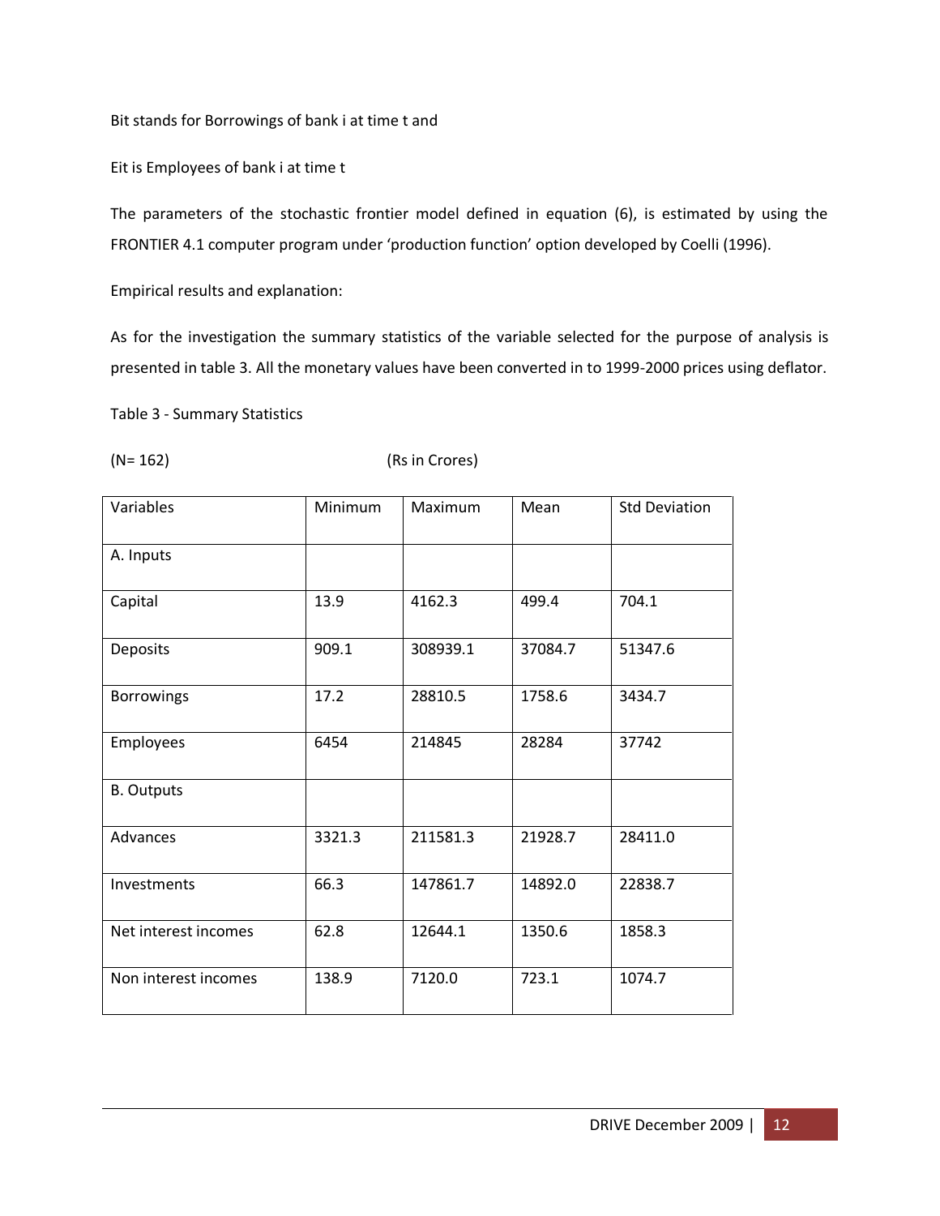$B_{it}$ stands for Borrowings of bank i at time t and

$E_{it}$ is Employees of bank i at time t

The parameters of the stochastic frontier model defined in equation (6), is estimated by using the FRONTIER 4.1 computer program under 'production function' option developed by Coelli (1996).

Empirical results and explanation:

As for the investigation the summary statistics of the variable selected for the purpose of analysis is presented in table 3. All the monetary values have been converted in to 1999-2000 prices using deflator.

Table 3 - Summary Statistics

(N= 162) (Rs in Crores)

| Variables | Minimum | Maximum | Mean | Std Deviation |
|---|---|---|---|---|
| A. Inputs | | | | |
| Capital | 13.9 | 4162.3 | 499.4 | 704.1 |
| Deposits | 909.1 | 308939.1 | 37084.7 | 51347.6 |
| Borrowings | 17.2 | 28810.5 | 1758.6 | 3434.7 |
| Employees | 6454 | 214845 | 28284 | 37742 |
| B. Outputs | | | | |
| Advances | 3321.3 | 211581.3 | 21928.7 | 28411.0 |
| Investments | 66.3 | 147861.7 | 14892.0 | 22838.7 |
| Net interest incomes | 62.8 | 12644.1 | 1350.6 | 1858.3 |
| Non interest incomes | 138.9 | 7120.0 | 723.1 | 1074.7 |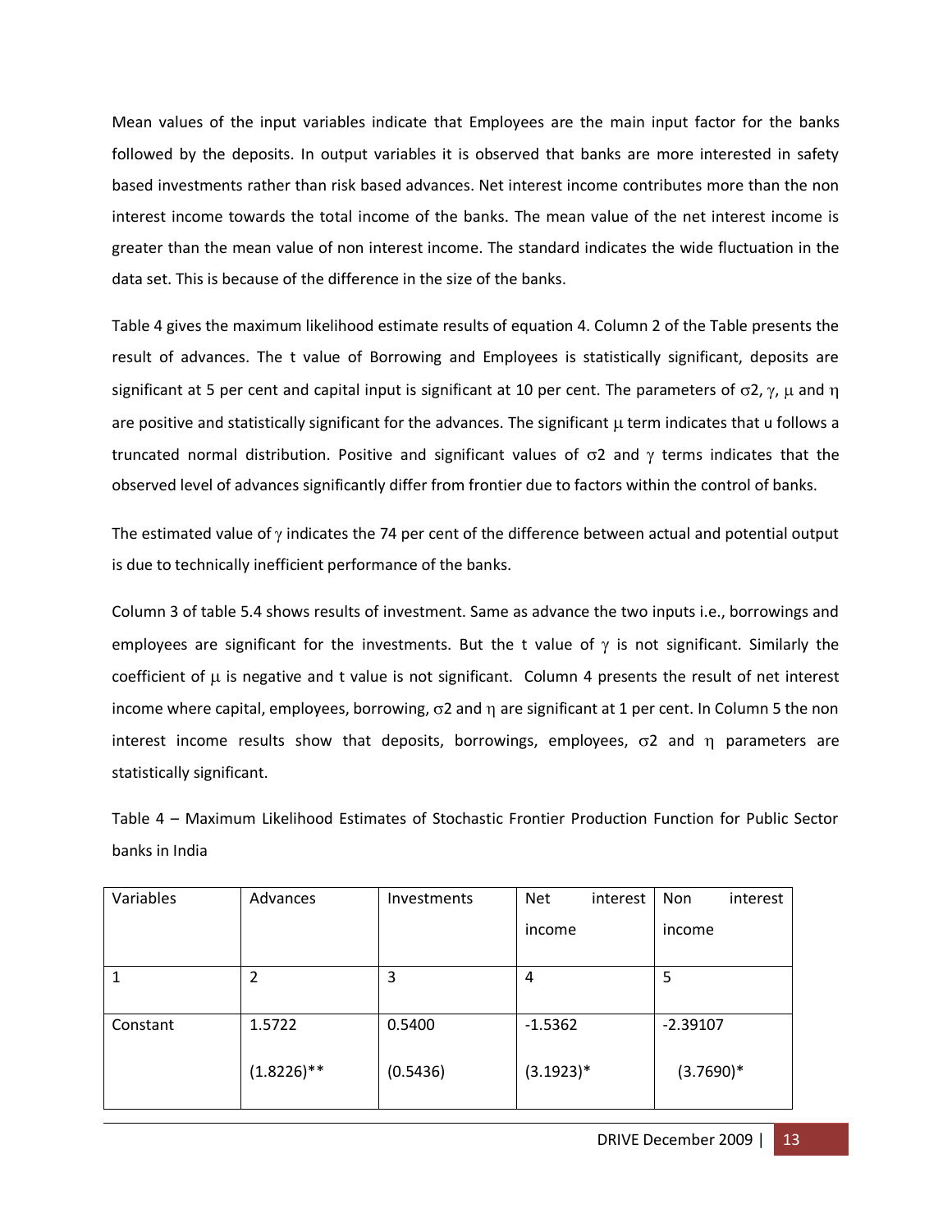Mean values of the input variables indicate that Employees are the main input factor for the banks followed by the deposits. In output variables it is observed that banks are more interested in safety based investments rather than risk based advances. Net interest income contributes more than the non interest income towards the total income of the banks. The mean value of the net interest income is greater than the mean value of non interest income. The standard indicates the wide fluctuation in the data set. This is because of the difference in the size of the banks.

Table 4 gives the maximum likelihood estimate results of equation 4. Column 2 of the Table presents the result of advances. The t value of Borrowing and Employees is statistically significant, deposits are significant at 5 per cent and capital input is significant at 10 per cent. The parameters of $\sigma 2$, $\gamma$, $\mu$ and $\eta$ are positive and statistically significant for the advances. The significant $\mu$ term indicates that u follows a truncated normal distribution. Positive and significant values of $\sigma 2$ and $\gamma$ terms indicates that the observed level of advances significantly differ from frontier due to factors within the control of banks.

The estimated value of $\gamma$ indicates the 74 per cent of the difference between actual and potential output is due to technically inefficient performance of the banks.

Column 3 of table 5.4 shows results of investment. Same as advance the two inputs i.e., borrowings and employees are significant for the investments. But the t value of $\gamma$ is not significant. Similarly the coefficient of $\mu$ is negative and t value is not significant. Column 4 presents the result of net interest income where capital, employees, borrowing, $\sigma 2$ and $\eta$ are significant at 1 per cent. In Column 5 the non interest income results show that deposits, borrowings, employees, $\sigma 2$ and $\eta$ parameters are statistically significant.

Table 4 – Maximum Likelihood Estimates of Stochastic Frontier Production Function for Public Sector banks in India

| Variables | Advances | Investments | Net interest income | Non interest income |
|---|---|---|---|---|
| 1 | 2 | 3 | 4 | 5 |
| Constant | 1.5722 (1.8226)** | 0.5400 (0.5436) | -1.5362 (3.1923)* | -2.39107 (3.7690)* |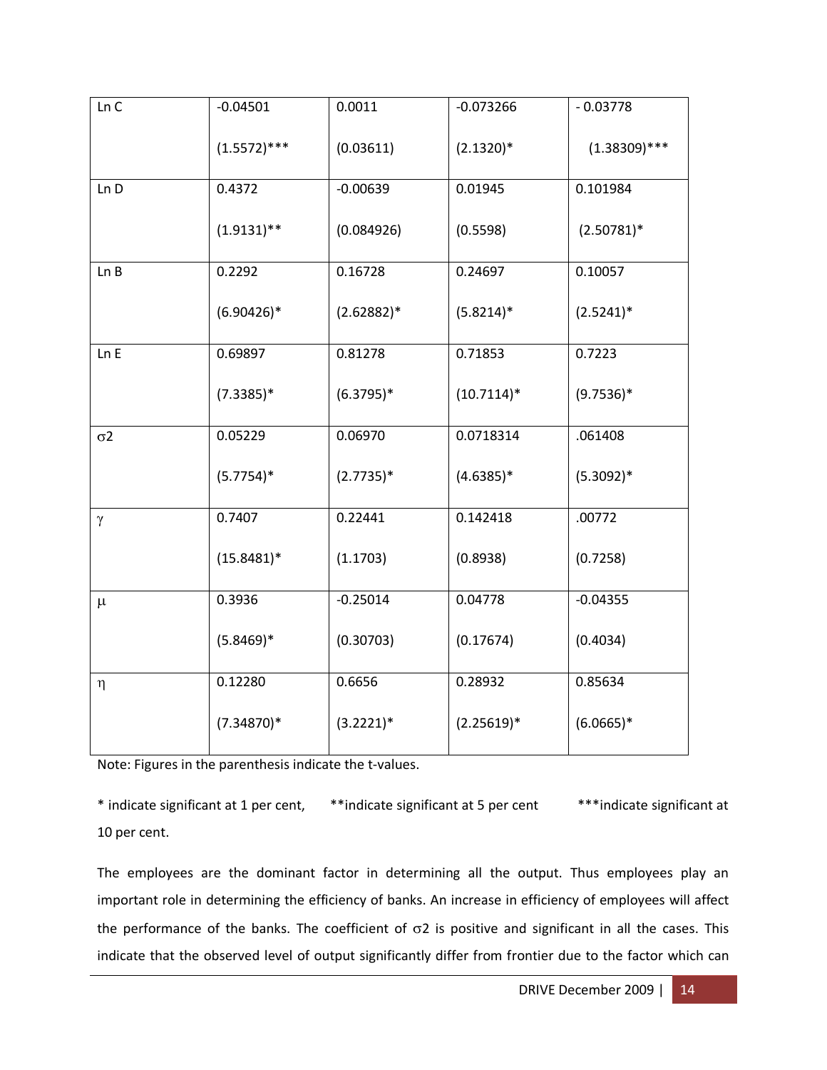| | | | | |
|---|---|---|---|---|
| Ln C | -0.04501<br><br>(1.5572)*** | 0.0011<br><br>(0.03611) | -0.073266<br><br>(2.1320)* | - 0.03778<br><br>(1.38309)*** |
| Ln D | 0.4372<br><br>(1.9131)** | -0.00639<br><br>(0.084926) | 0.01945<br><br>(0.5598) | 0.101984<br><br>(2.50781)* |
| Ln B | 0.2292<br><br>(6.90426)* | 0.16728<br><br>(2.62882)* | 0.24697<br><br>(5.8214)* | 0.10057<br><br>(2.5241)* |
| Ln E | 0.69897<br><br>(7.3385)* | 0.81278<br><br>(6.3795)* | 0.71853<br><br>(10.7114)* | 0.7223<br><br>(9.7536)* |
| $\sigma 2$ | 0.05229<br><br>(5.7754)* | 0.06970<br><br>(2.7735)* | 0.0718314<br><br>(4.6385)* | .061408<br><br>(5.3092)* |
| $\gamma$ | 0.7407<br><br>(15.8481)* | 0.22441<br><br>(1.1703) | 0.142418<br><br>(0.8938) | .00772<br><br>(0.7258) |
| $\mu$ | 0.3936<br><br>(5.8469)* | -0.25014<br><br>(0.30703) | 0.04778<br><br>(0.17674) | -0.04355<br><br>(0.4034) |
| $\eta$ | 0.12280<br><br>(7.34870)* | 0.6656<br><br>(3.2221)* | 0.28932<br><br>(2.25619)* | 0.85634<br><br>(6.0665)* |

Note: Figures in the parenthesis indicate the t-values.

* indicate significant at 1 per cent, **indicate significant at 5 per cent ***indicate significant at 10 per cent.

The employees are the dominant factor in determining all the output. Thus employees play an important role in determining the efficiency of banks. An increase in efficiency of employees will affect the performance of the banks. The coefficient of $\sigma 2$ is positive and significant in all the cases. This indicate that the observed level of output significantly differ from frontier due to the factor which can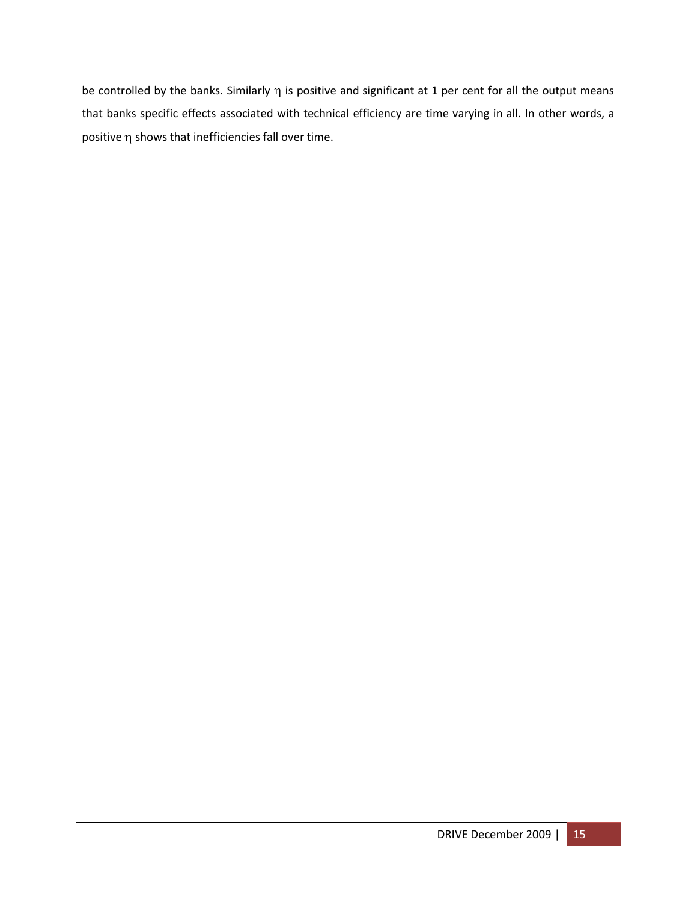be controlled by the banks. Similarly $\eta$ is positive and significant at 1 per cent for all the output means that banks specific effects associated with technical efficiency are time varying in all. In other words, a positive $\eta$ shows that inefficiencies fall over time.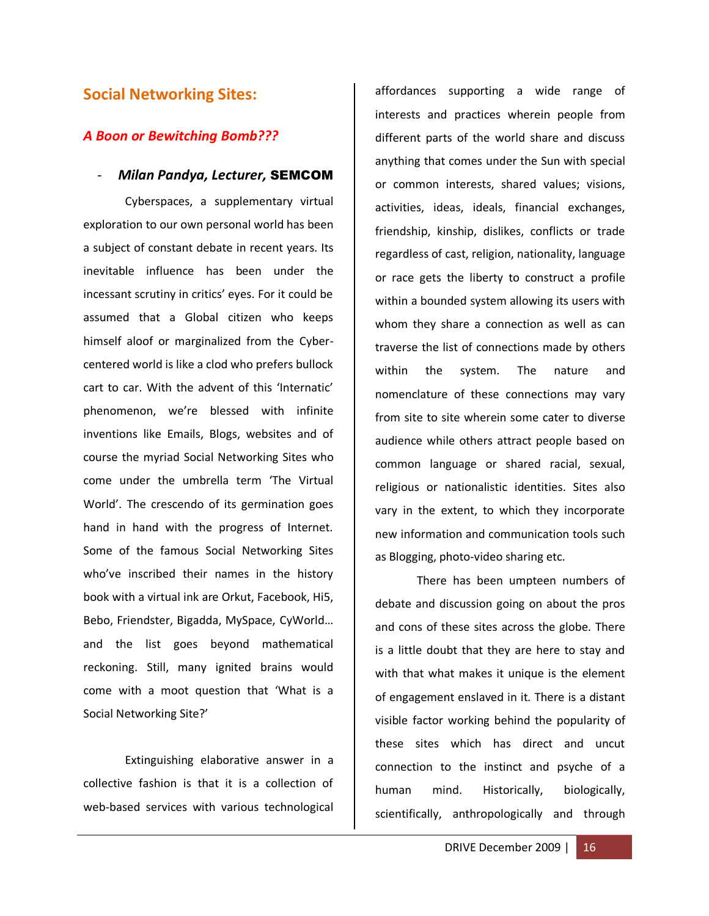## Social Networking Sites:

### *A Boon or Bewitching Bomb???*

- ***Milan Pandya, Lecturer,*** **SEMCOM**

Cyberspaces, a supplementary virtual exploration to our own personal world has been a subject of constant debate in recent years. Its inevitable influence has been under the incessant scrutiny in critics' eyes. For it could be assumed that a Global citizen who keeps himself aloof or marginalized from the Cyber-centered world is like a clod who prefers bullock cart to car. With the advent of this 'Internatic' phenomenon, we're blessed with infinite inventions like Emails, Blogs, websites and of course the myriad Social Networking Sites who come under the umbrella term 'The Virtual World'. The crescendo of its germination goes hand in hand with the progress of Internet. Some of the famous Social Networking Sites who've inscribed their names in the history book with a virtual ink are Orkut, Facebook, Hi5, Bebo, Friendster, Bigadda, MySpace, CyWorld… and the list goes beyond mathematical reckoning. Still, many ignited brains would come with a moot question that 'What is a Social Networking Site?'

Extinguishing elaborative answer in a collective fashion is that it is a collection of web-based services with various technological affordances supporting a wide range of interests and practices wherein people from different parts of the world share and discuss anything that comes under the Sun with special or common interests, shared values; visions, activities, ideas, ideals, financial exchanges, friendship, kinship, dislikes, conflicts or trade regardless of cast, religion, nationality, language or race gets the liberty to construct a profile within a bounded system allowing its users with whom they share a connection as well as can traverse the list of connections made by others within the system. The nature and nomenclature of these connections may vary from site to site wherein some cater to diverse audience while others attract people based on common language or shared racial, sexual, religious or nationalistic identities. Sites also vary in the extent, to which they incorporate new information and communication tools such as Blogging, photo-video sharing etc.

There has been umpteen numbers of debate and discussion going on about the pros and cons of these sites across the globe. There is a little doubt that they are here to stay and with that what makes it unique is the element of engagement enslaved in it. There is a distant visible factor working behind the popularity of these sites which has direct and uncut connection to the instinct and psyche of a human mind. Historically, biologically, scientifically, anthropologically and through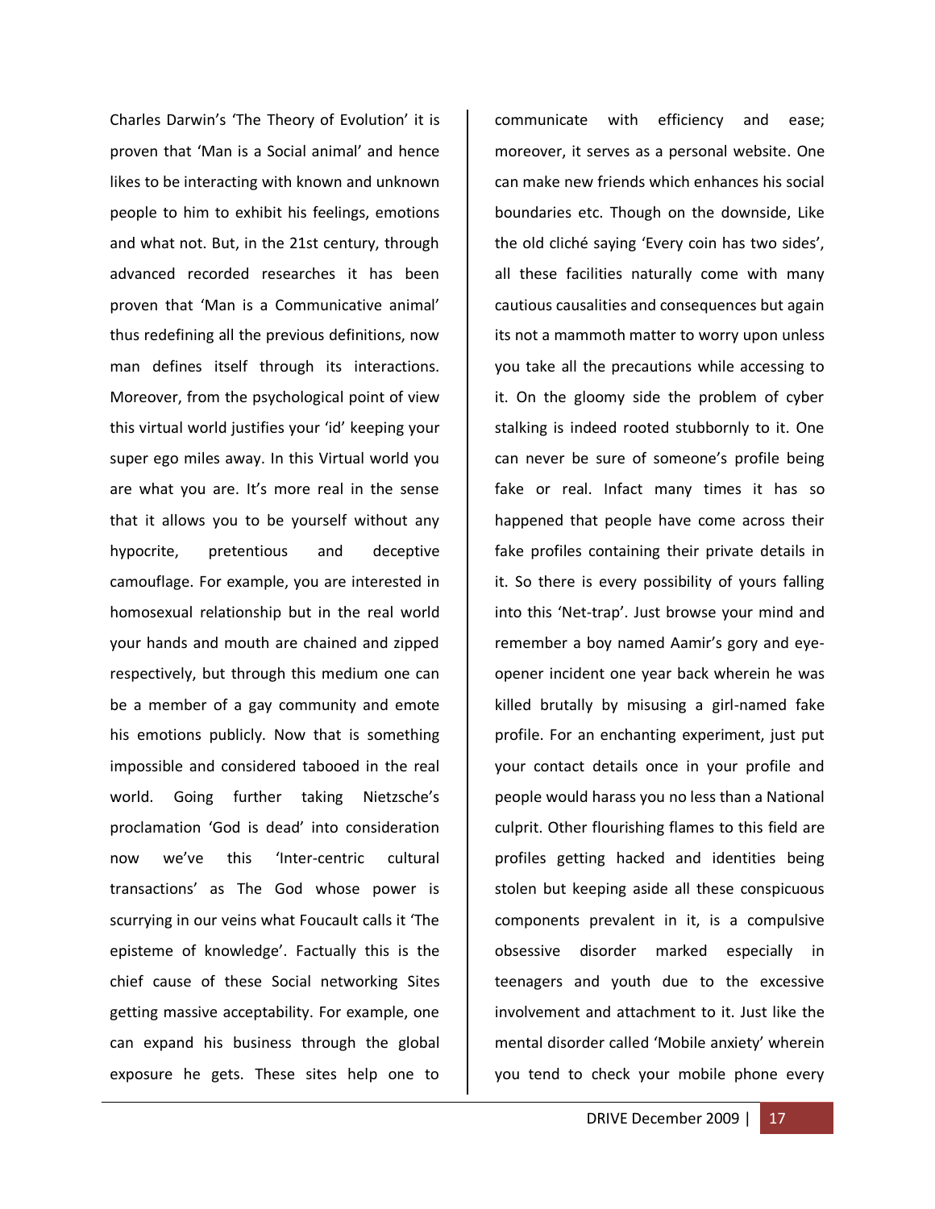Charles Darwin's 'The Theory of Evolution' it is proven that 'Man is a Social animal' and hence likes to be interacting with known and unknown people to him to exhibit his feelings, emotions and what not. But, in the 21st century, through advanced recorded researches it has been proven that 'Man is a Communicative animal' thus redefining all the previous definitions, now man defines itself through its interactions. Moreover, from the psychological point of view this virtual world justifies your 'id' keeping your super ego miles away. In this Virtual world you are what you are. It's more real in the sense that it allows you to be yourself without any hypocrite, pretentious and deceptive camouflage. For example, you are interested in homosexual relationship but in the real world your hands and mouth are chained and zipped respectively, but through this medium one can be a member of a gay community and emote his emotions publicly. Now that is something impossible and considered tabooed in the real world. Going further taking Nietzsche's proclamation 'God is dead' into consideration now we've this 'Inter-centric cultural transactions' as The God whose power is scurrying in our veins what Foucault calls it 'The episteme of knowledge'. Factually this is the chief cause of these Social networking Sites getting massive acceptability. For example, one can expand his business through the global exposure he gets. These sites help one to communicate with efficiency and ease; moreover, it serves as a personal website. One can make new friends which enhances his social boundaries etc. Though on the downside, Like the old cliché saying 'Every coin has two sides', all these facilities naturally come with many cautious causalities and consequences but again its not a mammoth matter to worry upon unless you take all the precautions while accessing to it. On the gloomy side the problem of cyber stalking is indeed rooted stubbornly to it. One can never be sure of someone's profile being fake or real. Infact many times it has so happened that people have come across their fake profiles containing their private details in it. So there is every possibility of yours falling into this 'Net-trap'. Just browse your mind and remember a boy named Aamir's gory and eye-opener incident one year back wherein he was killed brutally by misusing a girl-named fake profile. For an enchanting experiment, just put your contact details once in your profile and people would harass you no less than a National culprit. Other flourishing flames to this field are profiles getting hacked and identities being stolen but keeping aside all these conspicuous components prevalent in it, is a compulsive obsessive disorder marked especially in teenagers and youth due to the excessive involvement and attachment to it. Just like the mental disorder called 'Mobile anxiety' wherein you tend to check your mobile phone every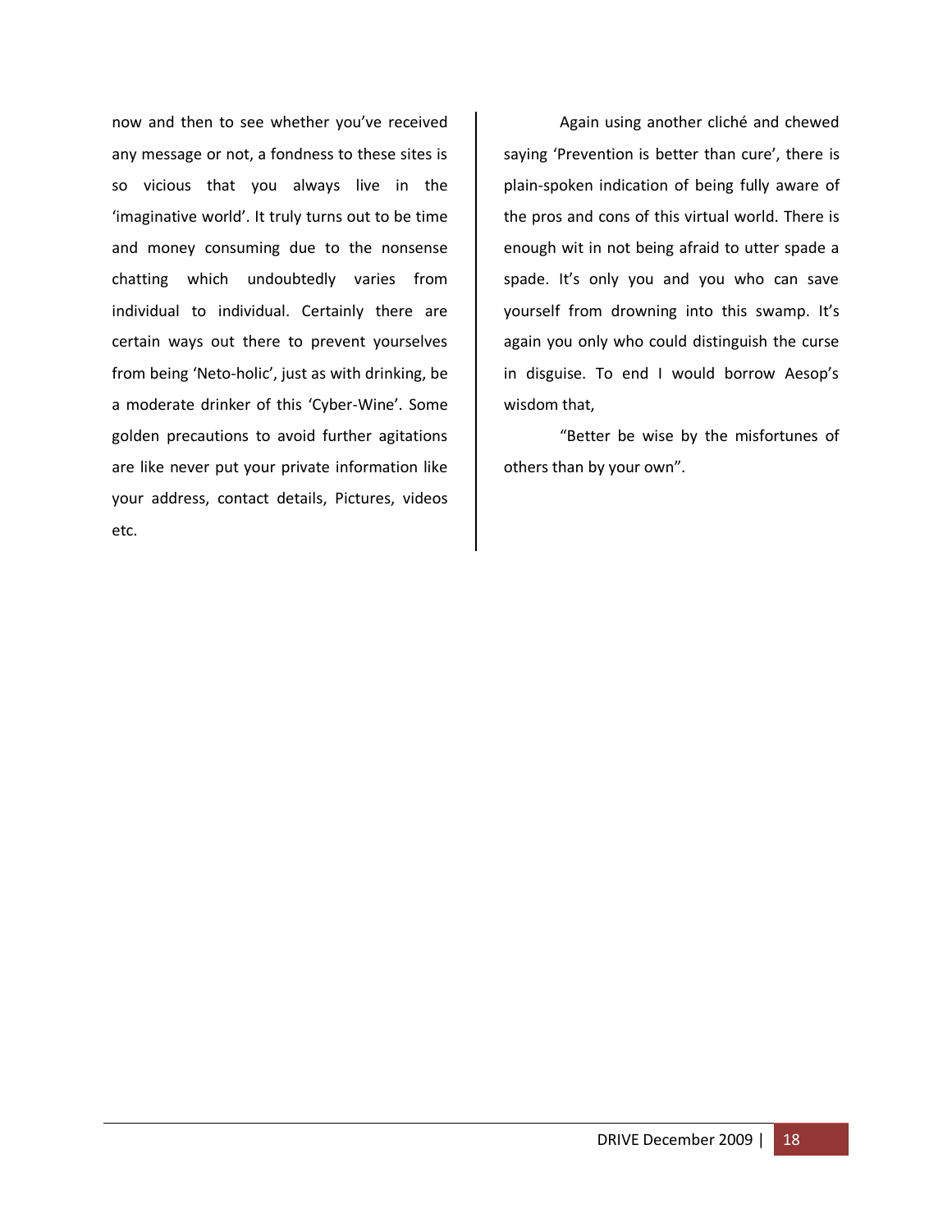now and then to see whether you've received any message or not, a fondness to these sites is so vicious that you always live in the 'imaginative world'. It truly turns out to be time and money consuming due to the nonsense chatting which undoubtedly varies from individual to individual. Certainly there are certain ways out there to prevent yourselves from being 'Neto-holic', just as with drinking, be a moderate drinker of this 'Cyber-Wine'. Some golden precautions to avoid further agitations are like never put your private information like your address, contact details, Pictures, videos etc.

Again using another cliché and chewed saying 'Prevention is better than cure', there is plain-spoken indication of being fully aware of the pros and cons of this virtual world. There is enough wit in not being afraid to utter spade a spade. It's only you and you who can save yourself from drowning into this swamp. It's again you only who could distinguish the curse in disguise. To end I would borrow Aesop's wisdom that,

"Better be wise by the misfortunes of others than by your own".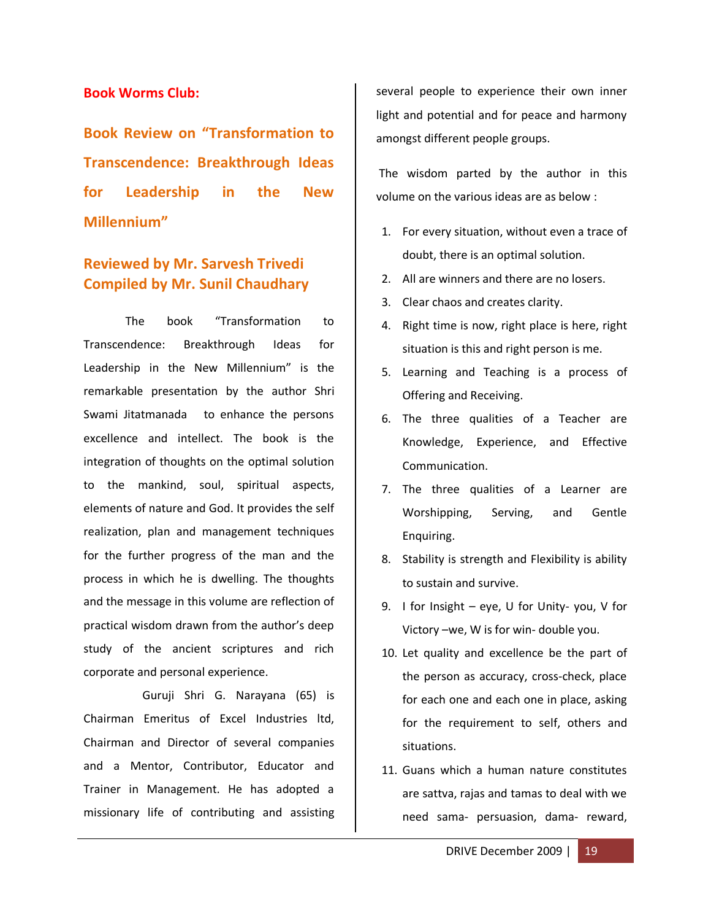**Book Worms Club:**

## Book Review on "Transformation to Transcendence: Breakthrough Ideas for Leadership in the New Millennium"

### Reviewed by Mr. Sarvesh Trivedi
### Compiled by Mr. Sunil Chaudhary

The book "Transformation to Transcendence: Breakthrough Ideas for Leadership in the New Millennium" is the remarkable presentation by the author Shri Swami Jitatmanada to enhance the persons excellence and intellect. The book is the integration of thoughts on the optimal solution to the mankind, soul, spiritual aspects, elements of nature and God. It provides the self realization, plan and management techniques for the further progress of the man and the process in which he is dwelling. The thoughts and the message in this volume are reflection of practical wisdom drawn from the author's deep study of the ancient scriptures and rich corporate and personal experience.

Guruji Shri G. Narayana (65) is Chairman Emeritus of Excel Industries ltd, Chairman and Director of several companies and a Mentor, Contributor, Educator and Trainer in Management. He has adopted a missionary life of contributing and assisting several people to experience their own inner light and potential and for peace and harmony amongst different people groups.

The wisdom parted by the author in this volume on the various ideas are as below :

1. For every situation, without even a trace of doubt, there is an optimal solution.
2. All are winners and there are no losers.
3. Clear chaos and creates clarity.
4. Right time is now, right place is here, right situation is this and right person is me.
5. Learning and Teaching is a process of Offering and Receiving.
6. The three qualities of a Teacher are Knowledge, Experience, and Effective Communication.
7. The three qualities of a Learner are Worshipping, Serving, and Gentle Enquiring.
8. Stability is strength and Flexibility is ability to sustain and survive.
9. I for Insight – eye, U for Unity- you, V for Victory –we, W is for win- double you.
10. Let quality and excellence be the part of the person as accuracy, cross-check, place for each one and each one in place, asking for the requirement to self, others and situations.
11. Guans which a human nature constitutes are sattva, rajas and tamas to deal with we need sama- persuasion, dama- reward,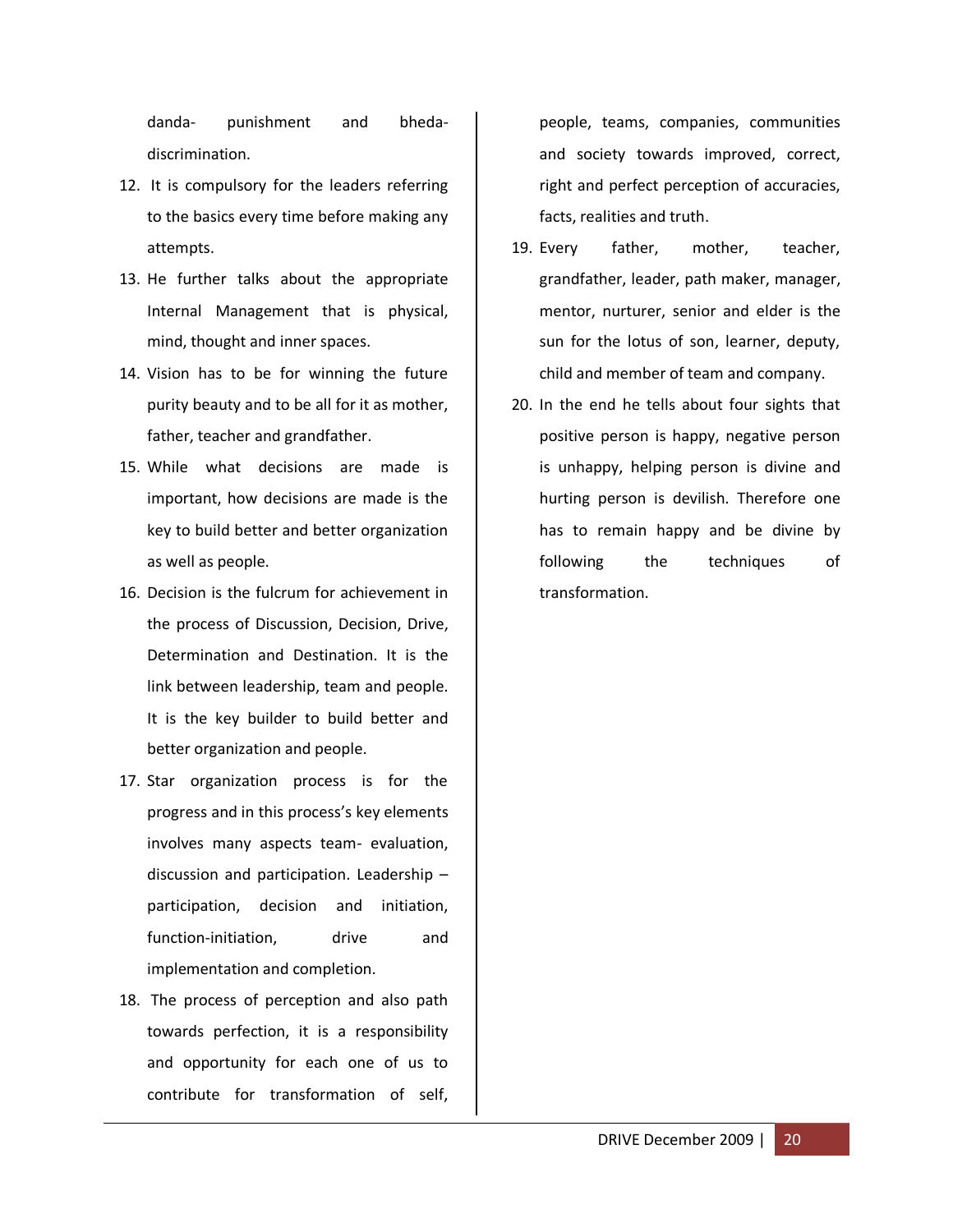danda- punishment and bheda-discrimination.

12. It is compulsory for the leaders referring to the basics every time before making any attempts.
13. He further talks about the appropriate Internal Management that is physical, mind, thought and inner spaces.
14. Vision has to be for winning the future purity beauty and to be all for it as mother, father, teacher and grandfather.
15. While what decisions are made is important, how decisions are made is the key to build better and better organization as well as people.
16. Decision is the fulcrum for achievement in the process of Discussion, Decision, Drive, Determination and Destination. It is the link between leadership, team and people. It is the key builder to build better and better organization and people.
17. Star organization process is for the progress and in this process's key elements involves many aspects team- evaluation, discussion and participation. Leadership – participation, decision and initiation, function-initiation, drive and implementation and completion.
18. The process of perception and also path towards perfection, it is a responsibility and opportunity for each one of us to contribute for transformation of self, people, teams, companies, communities and society towards improved, correct, right and perfect perception of accuracies, facts, realities and truth.
19. Every father, mother, teacher, grandfather, leader, path maker, manager, mentor, nurturer, senior and elder is the sun for the lotus of son, learner, deputy, child and member of team and company.
20. In the end he tells about four sights that positive person is happy, negative person is unhappy, helping person is divine and hurting person is devilish. Therefore one has to remain happy and be divine by following the techniques of transformation.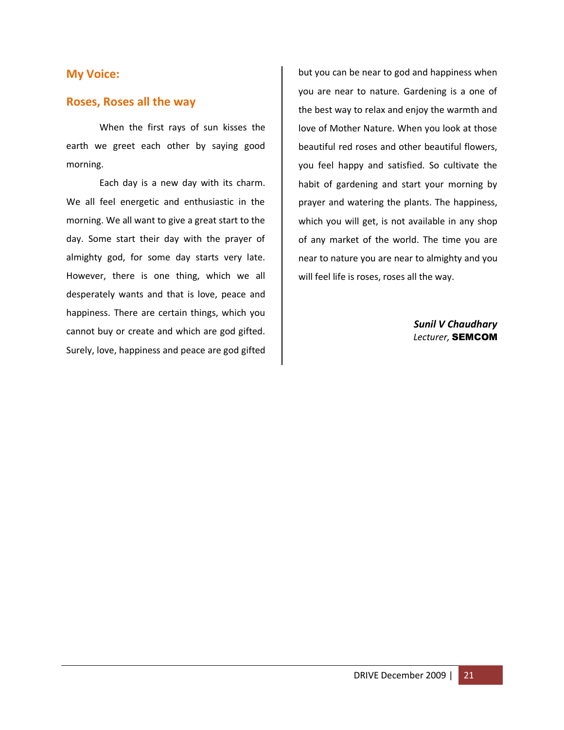## My Voice:

## Roses, Roses all the way

When the first rays of sun kisses the earth we greet each other by saying good morning.

Each day is a new day with its charm. We all feel energetic and enthusiastic in the morning. We all want to give a great start to the day. Some start their day with the prayer of almighty god, for some day starts very late. However, there is one thing, which we all desperately wants and that is love, peace and happiness. There are certain things, which you cannot buy or create and which are god gifted. Surely, love, happiness and peace are god gifted but you can be near to god and happiness when you are near to nature. Gardening is a one of the best way to relax and enjoy the warmth and love of Mother Nature. When you look at those beautiful red roses and other beautiful flowers, you feel happy and satisfied. So cultivate the habit of gardening and start your morning by prayer and watering the plants. The happiness, which you will get, is not available in any shop of any market of the world. The time you are near to nature you are near to almighty and you will feel life is roses, roses all the way.

***Sunil V Chaudhary***
*Lecturer,* **SEMCOM**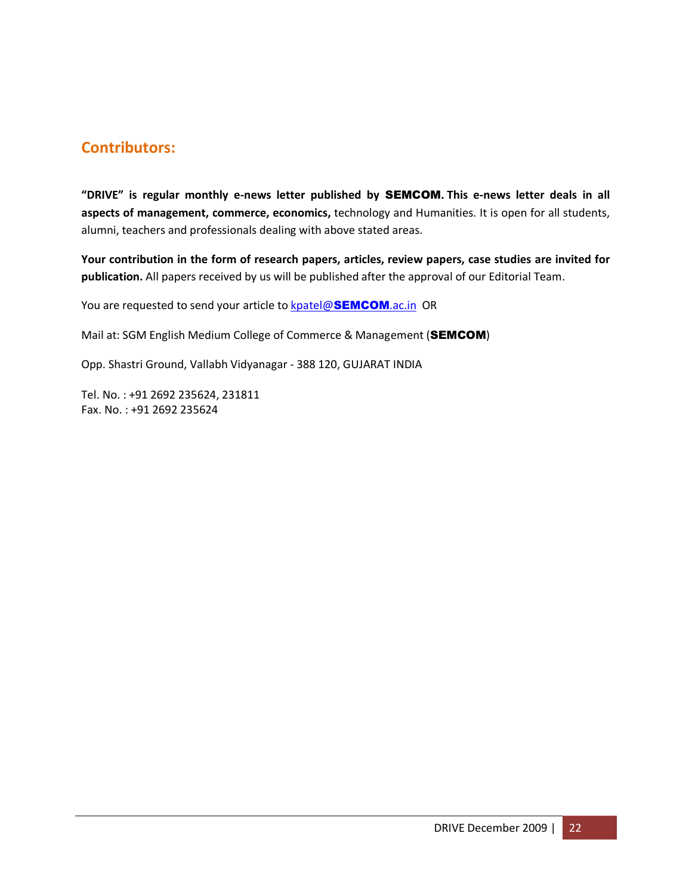## Contributors:

**"DRIVE" is regular monthly e-news letter published by SEMCOM. This e-news letter deals in all aspects of management, commerce, economics,** technology and Humanities. It is open for all students, alumni, teachers and professionals dealing with above stated areas.

**Your contribution in the form of research papers, articles, review papers, case studies are invited for publication.** All papers received by us will be published after the approval of our Editorial Team.

You are requested to send your article to kpatel@SEMCOM.ac.in OR

Mail at: SGM English Medium College of Commerce & Management (SEMCOM)

Opp. Shastri Ground, Vallabh Vidyanagar - 388 120, GUJARAT INDIA

Tel. No. : +91 2692 235624, 231811
Fax. No. : +91 2692 235624